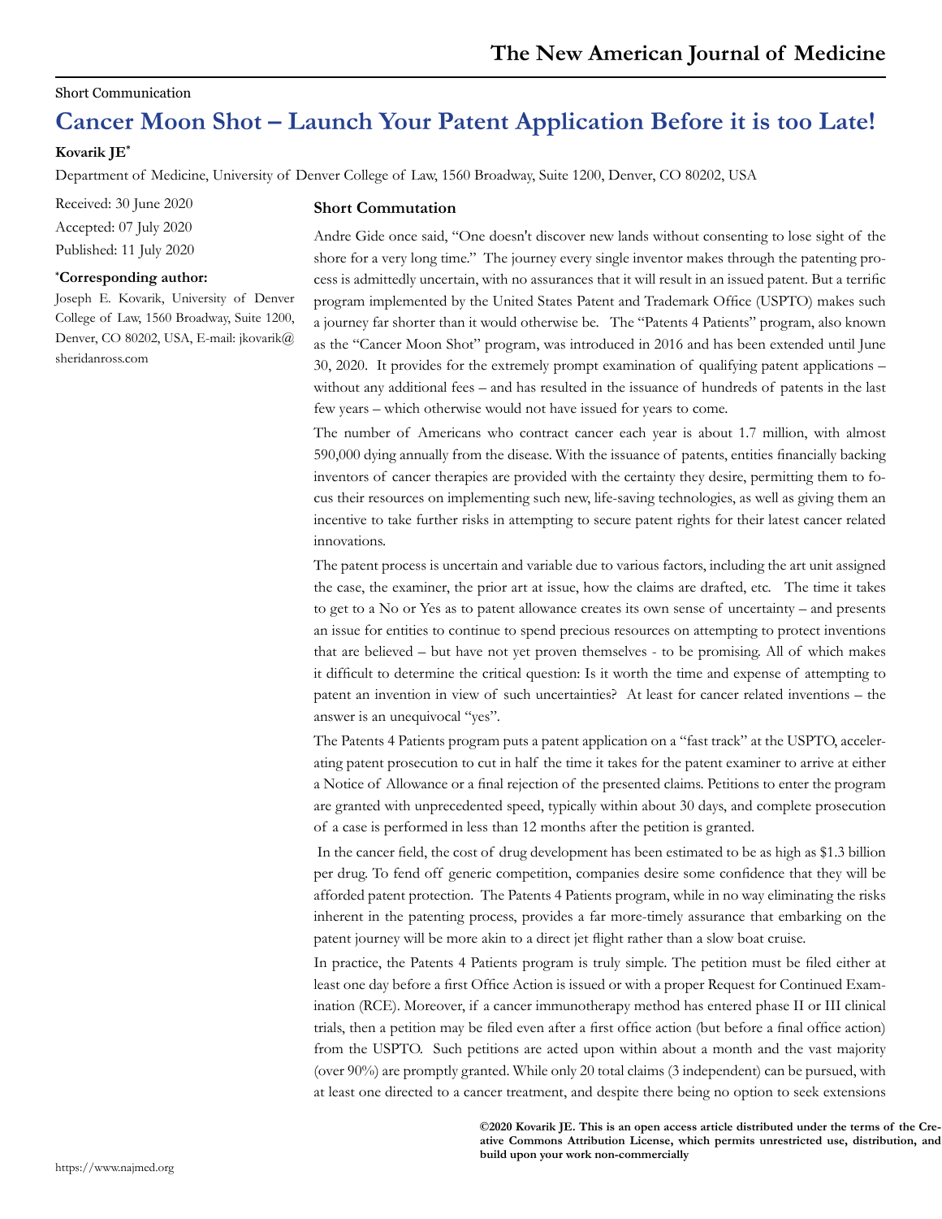Short Communication

# Cancer Moon Shot – Launch Your Patent Application Before it is too Late!

**Kovarik JE***

Department of Medicine, University of Denver College of Law, 1560 Broadway, Suite 1200, Denver, CO 80202, USA

Received: 30 June 2020

Accepted: 07 July 2020

Published: 11 July 2020

***Corresponding author:**

Joseph E. Kovarik, University of Denver College of Law, 1560 Broadway, Suite 1200, Denver, CO 80202, USA, E-mail: jkovarik@sheridanross.com

## Short Commutation

Andre Gide once said, "One doesn't discover new lands without consenting to lose sight of the shore for a very long time." The journey every single inventor makes through the patenting process is admittedly uncertain, with no assurances that it will result in an issued patent. But a terrific program implemented by the United States Patent and Trademark Office (USPTO) makes such a journey far shorter than it would otherwise be. The "Patents 4 Patients" program, also known as the "Cancer Moon Shot" program, was introduced in 2016 and has been extended until June 30, 2020. It provides for the extremely prompt examination of qualifying patent applications – without any additional fees – and has resulted in the issuance of hundreds of patents in the last few years – which otherwise would not have issued for years to come.

The number of Americans who contract cancer each year is about 1.7 million, with almost 590,000 dying annually from the disease. With the issuance of patents, entities financially backing inventors of cancer therapies are provided with the certainty they desire, permitting them to focus their resources on implementing such new, life-saving technologies, as well as giving them an incentive to take further risks in attempting to secure patent rights for their latest cancer related innovations.

The patent process is uncertain and variable due to various factors, including the art unit assigned the case, the examiner, the prior art at issue, how the claims are drafted, etc. The time it takes to get to a No or Yes as to patent allowance creates its own sense of uncertainty – and presents an issue for entities to continue to spend precious resources on attempting to protect inventions that are believed – but have not yet proven themselves - to be promising. All of which makes it difficult to determine the critical question: Is it worth the time and expense of attempting to patent an invention in view of such uncertainties? At least for cancer related inventions – the answer is an unequivocal "yes".

The Patents 4 Patients program puts a patent application on a "fast track" at the USPTO, accelerating patent prosecution to cut in half the time it takes for the patent examiner to arrive at either a Notice of Allowance or a final rejection of the presented claims. Petitions to enter the program are granted with unprecedented speed, typically within about 30 days, and complete prosecution of a case is performed in less than 12 months after the petition is granted.

In the cancer field, the cost of drug development has been estimated to be as high as $1.3 billion per drug. To fend off generic competition, companies desire some confidence that they will be afforded patent protection. The Patents 4 Patients program, while in no way eliminating the risks inherent in the patenting process, provides a far more-timely assurance that embarking on the patent journey will be more akin to a direct jet flight rather than a slow boat cruise.

In practice, the Patents 4 Patients program is truly simple. The petition must be filed either at least one day before a first Office Action is issued or with a proper Request for Continued Examination (RCE). Moreover, if a cancer immunotherapy method has entered phase II or III clinical trials, then a petition may be filed even after a first office action (but before a final office action) from the USPTO. Such petitions are acted upon within about a month and the vast majority (over 90%) are promptly granted. While only 20 total claims (3 independent) can be pursued, with at least one directed to a cancer treatment, and despite there being no option to seek extensions

**©2020 Kovarik JE. This is an open access article distributed under the terms of the Creative Commons Attribution License, which permits unrestricted use, distribution, and build upon your work non-commercially**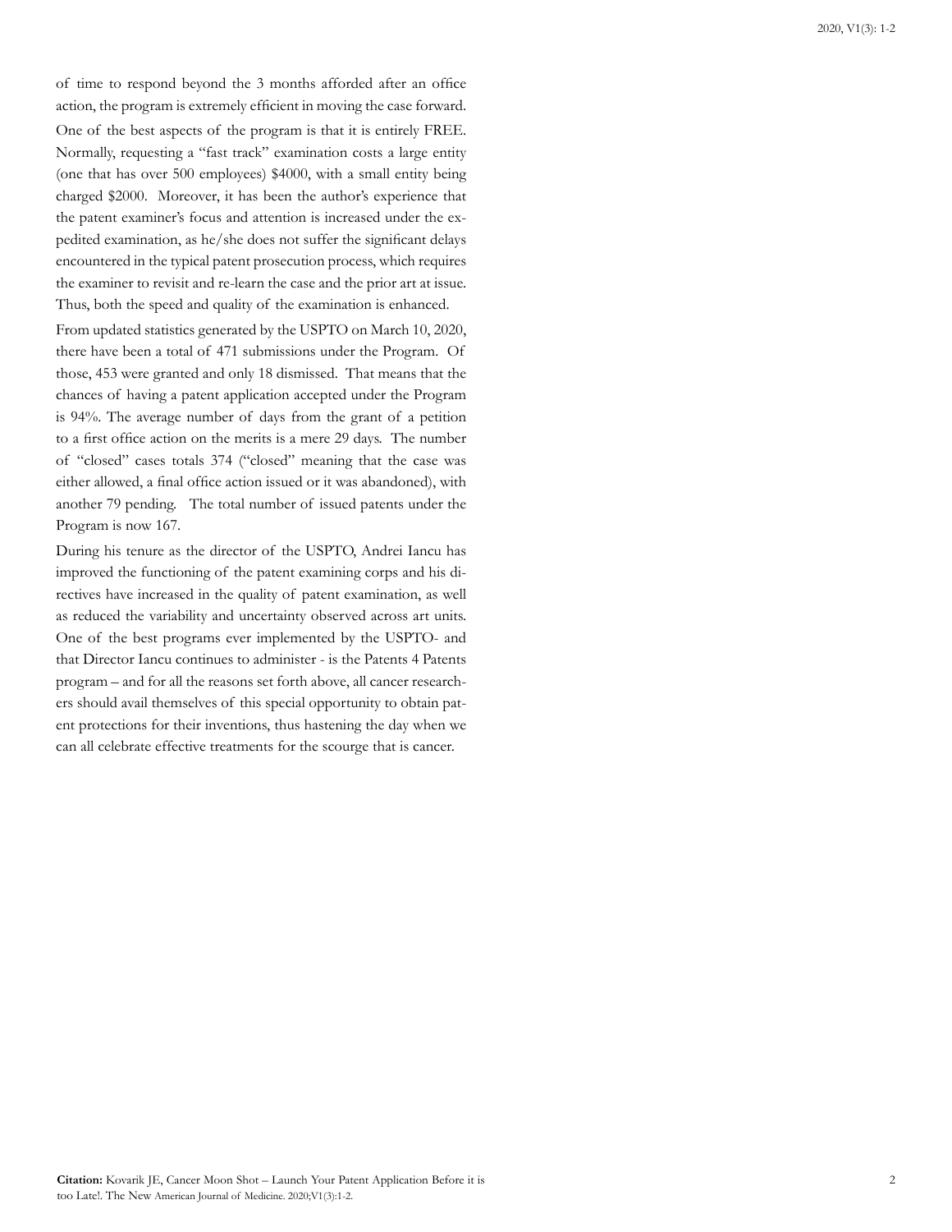of time to respond beyond the 3 months afforded after an office action, the program is extremely efficient in moving the case forward.

One of the best aspects of the program is that it is entirely FREE. Normally, requesting a "fast track" examination costs a large entity (one that has over 500 employees) $4000, with a small entity being charged $2000. Moreover, it has been the author's experience that the patent examiner's focus and attention is increased under the expedited examination, as he/she does not suffer the significant delays encountered in the typical patent prosecution process, which requires the examiner to revisit and re-learn the case and the prior art at issue. Thus, both the speed and quality of the examination is enhanced.

From updated statistics generated by the USPTO on March 10, 2020, there have been a total of 471 submissions under the Program. Of those, 453 were granted and only 18 dismissed. That means that the chances of having a patent application accepted under the Program is 94%. The average number of days from the grant of a petition to a first office action on the merits is a mere 29 days. The number of "closed" cases totals 374 ("closed" meaning that the case was either allowed, a final office action issued or it was abandoned), with another 79 pending. The total number of issued patents under the Program is now 167.

During his tenure as the director of the USPTO, Andrei Iancu has improved the functioning of the patent examining corps and his directives have increased in the quality of patent examination, as well as reduced the variability and uncertainty observed across art units. One of the best programs ever implemented by the USPTO- and that Director Iancu continues to administer - is the Patents 4 Patents program – and for all the reasons set forth above, all cancer researchers should avail themselves of this special opportunity to obtain patent protections for their inventions, thus hastening the day when we can all celebrate effective treatments for the scourge that is cancer.

**Citation:** Kovarik JE, Cancer Moon Shot – Launch Your Patent Application Before it is too Late!. The New American Journal of Medicine. 2020;V1(3):1-2.